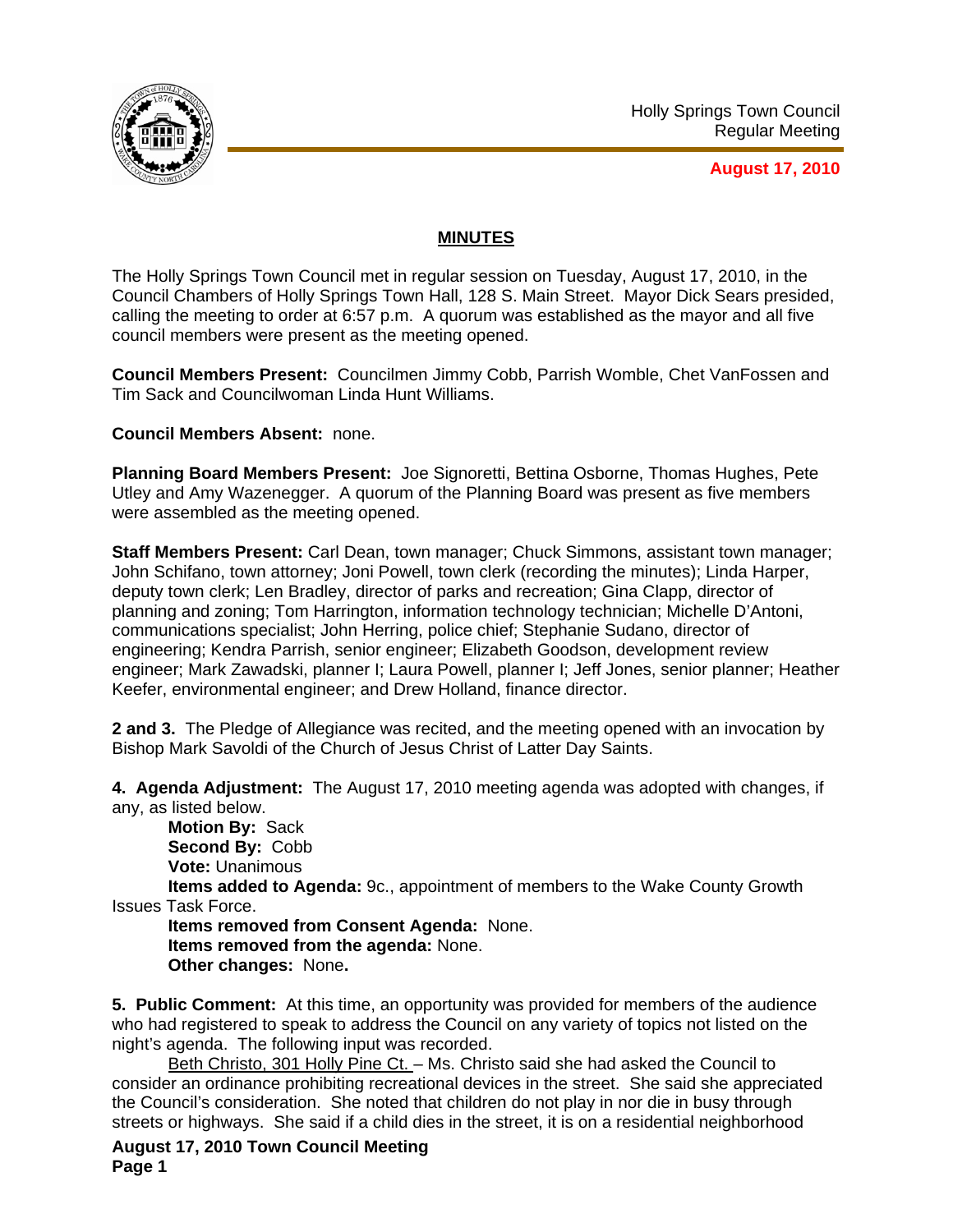Holly Springs Town Council
Regular Meeting

**August 17, 2010**

## MINUTES

The Holly Springs Town Council met in regular session on Tuesday, August 17, 2010, in the Council Chambers of Holly Springs Town Hall, 128 S. Main Street. Mayor Dick Sears presided, calling the meeting to order at 6:57 p.m. A quorum was established as the mayor and all five council members were present as the meeting opened.

**Council Members Present:** Councilmen Jimmy Cobb, Parrish Womble, Chet VanFossen and Tim Sack and Councilwoman Linda Hunt Williams.

**Council Members Absent:** none.

**Planning Board Members Present:** Joe Signoretti, Bettina Osborne, Thomas Hughes, Pete Utley and Amy Wazenegger. A quorum of the Planning Board was present as five members were assembled as the meeting opened.

**Staff Members Present:** Carl Dean, town manager; Chuck Simmons, assistant town manager; John Schifano, town attorney; Joni Powell, town clerk (recording the minutes); Linda Harper, deputy town clerk; Len Bradley, director of parks and recreation; Gina Clapp, director of planning and zoning; Tom Harrington, information technology technician; Michelle D'Antoni, communications specialist; John Herring, police chief; Stephanie Sudano, director of engineering; Kendra Parrish, senior engineer; Elizabeth Goodson, development review engineer; Mark Zawadski, planner I; Laura Powell, planner I; Jeff Jones, senior planner; Heather Keefer, environmental engineer; and Drew Holland, finance director.

**2 and 3.** The Pledge of Allegiance was recited, and the meeting opened with an invocation by Bishop Mark Savoldi of the Church of Jesus Christ of Latter Day Saints.

**4. Agenda Adjustment:** The August 17, 2010 meeting agenda was adopted with changes, if any, as listed below.

**Motion By:** Sack
**Second By:** Cobb
**Vote:** Unanimous
**Items added to Agenda:** 9c., appointment of members to the Wake County Growth Issues Task Force.
**Items removed from Consent Agenda:** None.
**Items removed from the agenda:** None.
**Other changes:** None**.**

**5. Public Comment:** At this time, an opportunity was provided for members of the audience who had registered to speak to address the Council on any variety of topics not listed on the night's agenda. The following input was recorded.

Beth Christo, 301 Holly Pine Ct. – Ms. Christo said she had asked the Council to consider an ordinance prohibiting recreational devices in the street. She said she appreciated the Council's consideration. She noted that children do not play in nor die in busy through streets or highways. She said if a child dies in the street, it is on a residential neighborhood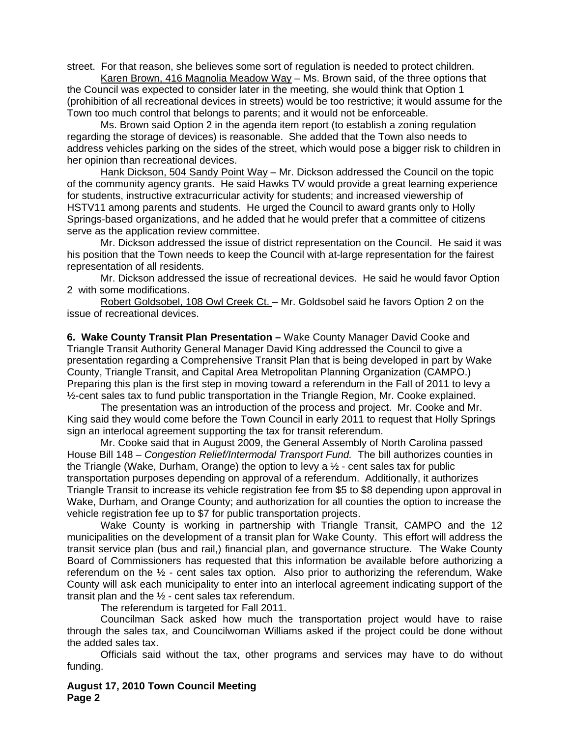street. For that reason, she believes some sort of regulation is needed to protect children.

Karen Brown, 416 Magnolia Meadow Way – Ms. Brown said, of the three options that the Council was expected to consider later in the meeting, she would think that Option 1 (prohibition of all recreational devices in streets) would be too restrictive; it would assume for the Town too much control that belongs to parents; and it would not be enforceable.

Ms. Brown said Option 2 in the agenda item report (to establish a zoning regulation regarding the storage of devices) is reasonable. She added that the Town also needs to address vehicles parking on the sides of the street, which would pose a bigger risk to children in her opinion than recreational devices.

Hank Dickson, 504 Sandy Point Way – Mr. Dickson addressed the Council on the topic of the community agency grants. He said Hawks TV would provide a great learning experience for students, instructive extracurricular activity for students; and increased viewership of HSTV11 among parents and students. He urged the Council to award grants only to Holly Springs-based organizations, and he added that he would prefer that a committee of citizens serve as the application review committee.

Mr. Dickson addressed the issue of district representation on the Council. He said it was his position that the Town needs to keep the Council with at-large representation for the fairest representation of all residents.

Mr. Dickson addressed the issue of recreational devices. He said he would favor Option 2 with some modifications.

Robert Goldsobel, 108 Owl Creek Ct. – Mr. Goldsobel said he favors Option 2 on the issue of recreational devices.

**6. Wake County Transit Plan Presentation –** Wake County Manager David Cooke and Triangle Transit Authority General Manager David King addressed the Council to give a presentation regarding a Comprehensive Transit Plan that is being developed in part by Wake County, Triangle Transit, and Capital Area Metropolitan Planning Organization (CAMPO.) Preparing this plan is the first step in moving toward a referendum in the Fall of 2011 to levy a ½-cent sales tax to fund public transportation in the Triangle Region, Mr. Cooke explained.

The presentation was an introduction of the process and project. Mr. Cooke and Mr. King said they would come before the Town Council in early 2011 to request that Holly Springs sign an interlocal agreement supporting the tax for transit referendum.

Mr. Cooke said that in August 2009, the General Assembly of North Carolina passed House Bill 148 – *Congestion Relief/Intermodal Transport Fund.* The bill authorizes counties in the Triangle (Wake, Durham, Orange) the option to levy a ½ - cent sales tax for public transportation purposes depending on approval of a referendum. Additionally, it authorizes Triangle Transit to increase its vehicle registration fee from $5 to $8 depending upon approval in Wake, Durham, and Orange County; and authorization for all counties the option to increase the vehicle registration fee up to $7 for public transportation projects.

Wake County is working in partnership with Triangle Transit, CAMPO and the 12 municipalities on the development of a transit plan for Wake County. This effort will address the transit service plan (bus and rail,) financial plan, and governance structure. The Wake County Board of Commissioners has requested that this information be available before authorizing a referendum on the ½ - cent sales tax option. Also prior to authorizing the referendum, Wake County will ask each municipality to enter into an interlocal agreement indicating support of the transit plan and the ½ - cent sales tax referendum.

The referendum is targeted for Fall 2011.

Councilman Sack asked how much the transportation project would have to raise through the sales tax, and Councilwoman Williams asked if the project could be done without the added sales tax.

Officials said without the tax, other programs and services may have to do without funding.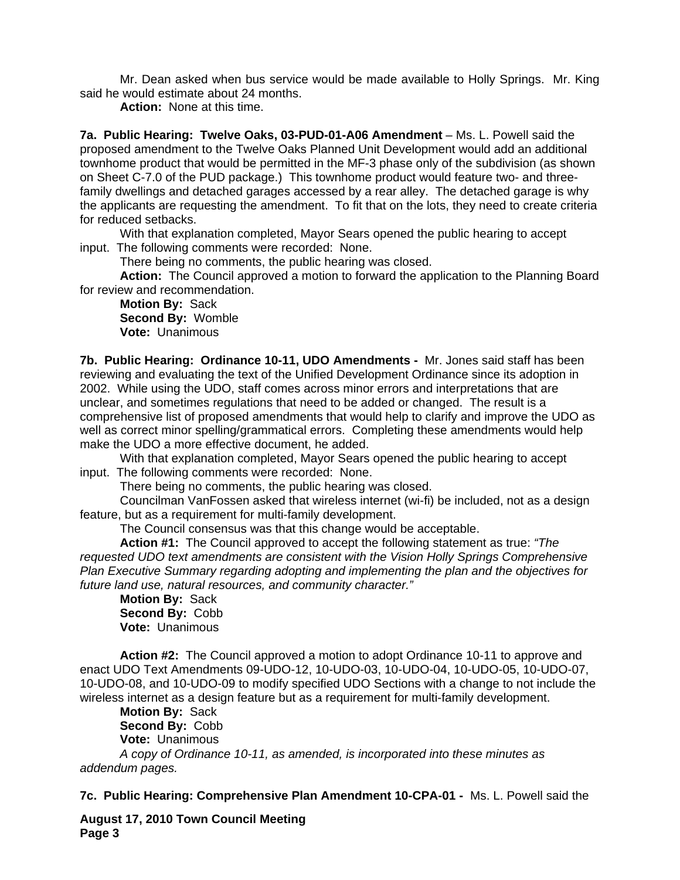Mr. Dean asked when bus service would be made available to Holly Springs. Mr. King said he would estimate about 24 months.

**Action:** None at this time.

**7a. Public Hearing: Twelve Oaks, 03-PUD-01-A06 Amendment** – Ms. L. Powell said the proposed amendment to the Twelve Oaks Planned Unit Development would add an additional townhome product that would be permitted in the MF-3 phase only of the subdivision (as shown on Sheet C-7.0 of the PUD package.) This townhome product would feature two- and three-family dwellings and detached garages accessed by a rear alley. The detached garage is why the applicants are requesting the amendment. To fit that on the lots, they need to create criteria for reduced setbacks.

With that explanation completed, Mayor Sears opened the public hearing to accept input. The following comments were recorded: None.

There being no comments, the public hearing was closed.

**Action:** The Council approved a motion to forward the application to the Planning Board for review and recommendation.

**Motion By:** Sack
**Second By:** Womble
**Vote:** Unanimous

**7b. Public Hearing: Ordinance 10-11, UDO Amendments -** Mr. Jones said staff has been reviewing and evaluating the text of the Unified Development Ordinance since its adoption in 2002. While using the UDO, staff comes across minor errors and interpretations that are unclear, and sometimes regulations that need to be added or changed. The result is a comprehensive list of proposed amendments that would help to clarify and improve the UDO as well as correct minor spelling/grammatical errors. Completing these amendments would help make the UDO a more effective document, he added.

With that explanation completed, Mayor Sears opened the public hearing to accept input. The following comments were recorded: None.

There being no comments, the public hearing was closed.

Councilman VanFossen asked that wireless internet (wi-fi) be included, not as a design feature, but as a requirement for multi-family development.

The Council consensus was that this change would be acceptable.

**Action #1:** The Council approved to accept the following statement as true: *"The requested UDO text amendments are consistent with the Vision Holly Springs Comprehensive Plan Executive Summary regarding adopting and implementing the plan and the objectives for future land use, natural resources, and community character."*

**Motion By:** Sack
**Second By:** Cobb
**Vote:** Unanimous

**Action #2:** The Council approved a motion to adopt Ordinance 10-11 to approve and enact UDO Text Amendments 09-UDO-12, 10-UDO-03, 10-UDO-04, 10-UDO-05, 10-UDO-07, 10-UDO-08, and 10-UDO-09 to modify specified UDO Sections with a change to not include the wireless internet as a design feature but as a requirement for multi-family development.

**Motion By:** Sack
**Second By:** Cobb
**Vote:** Unanimous

*A copy of Ordinance 10-11, as amended, is incorporated into these minutes as addendum pages.*

**7c. Public Hearing: Comprehensive Plan Amendment 10-CPA-01 -** Ms. L. Powell said the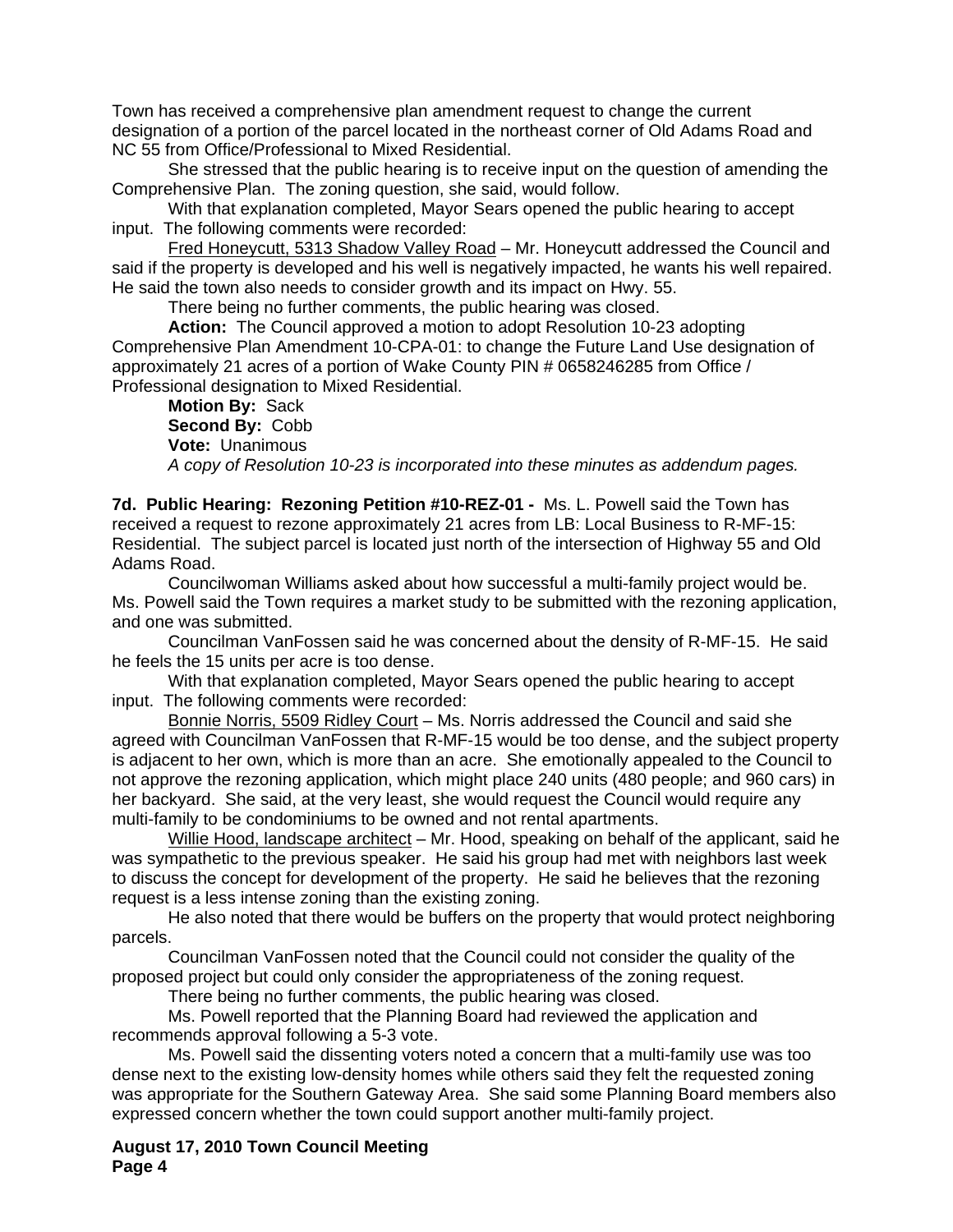Town has received a comprehensive plan amendment request to change the current designation of a portion of the parcel located in the northeast corner of Old Adams Road and NC 55 from Office/Professional to Mixed Residential.

She stressed that the public hearing is to receive input on the question of amending the Comprehensive Plan. The zoning question, she said, would follow.

With that explanation completed, Mayor Sears opened the public hearing to accept input. The following comments were recorded:

Fred Honeycutt, 5313 Shadow Valley Road – Mr. Honeycutt addressed the Council and said if the property is developed and his well is negatively impacted, he wants his well repaired. He said the town also needs to consider growth and its impact on Hwy. 55.

There being no further comments, the public hearing was closed.

**Action:** The Council approved a motion to adopt Resolution 10-23 adopting Comprehensive Plan Amendment 10-CPA-01: to change the Future Land Use designation of approximately 21 acres of a portion of Wake County PIN # 0658246285 from Office / Professional designation to Mixed Residential.

**Motion By:** Sack
**Second By:** Cobb
**Vote:** Unanimous
*A copy of Resolution 10-23 is incorporated into these minutes as addendum pages.*

**7d. Public Hearing: Rezoning Petition #10-REZ-01 -** Ms. L. Powell said the Town has received a request to rezone approximately 21 acres from LB: Local Business to R-MF-15: Residential. The subject parcel is located just north of the intersection of Highway 55 and Old Adams Road.

Councilwoman Williams asked about how successful a multi-family project would be. Ms. Powell said the Town requires a market study to be submitted with the rezoning application, and one was submitted.

Councilman VanFossen said he was concerned about the density of R-MF-15. He said he feels the 15 units per acre is too dense.

With that explanation completed, Mayor Sears opened the public hearing to accept input. The following comments were recorded:

Bonnie Norris, 5509 Ridley Court – Ms. Norris addressed the Council and said she agreed with Councilman VanFossen that R-MF-15 would be too dense, and the subject property is adjacent to her own, which is more than an acre. She emotionally appealed to the Council to not approve the rezoning application, which might place 240 units (480 people; and 960 cars) in her backyard. She said, at the very least, she would request the Council would require any multi-family to be condominiums to be owned and not rental apartments.

Willie Hood, landscape architect – Mr. Hood, speaking on behalf of the applicant, said he was sympathetic to the previous speaker. He said his group had met with neighbors last week to discuss the concept for development of the property. He said he believes that the rezoning request is a less intense zoning than the existing zoning.

He also noted that there would be buffers on the property that would protect neighboring parcels.

Councilman VanFossen noted that the Council could not consider the quality of the proposed project but could only consider the appropriateness of the zoning request.

There being no further comments, the public hearing was closed.

Ms. Powell reported that the Planning Board had reviewed the application and recommends approval following a 5-3 vote.

Ms. Powell said the dissenting voters noted a concern that a multi-family use was too dense next to the existing low-density homes while others said they felt the requested zoning was appropriate for the Southern Gateway Area. She said some Planning Board members also expressed concern whether the town could support another multi-family project.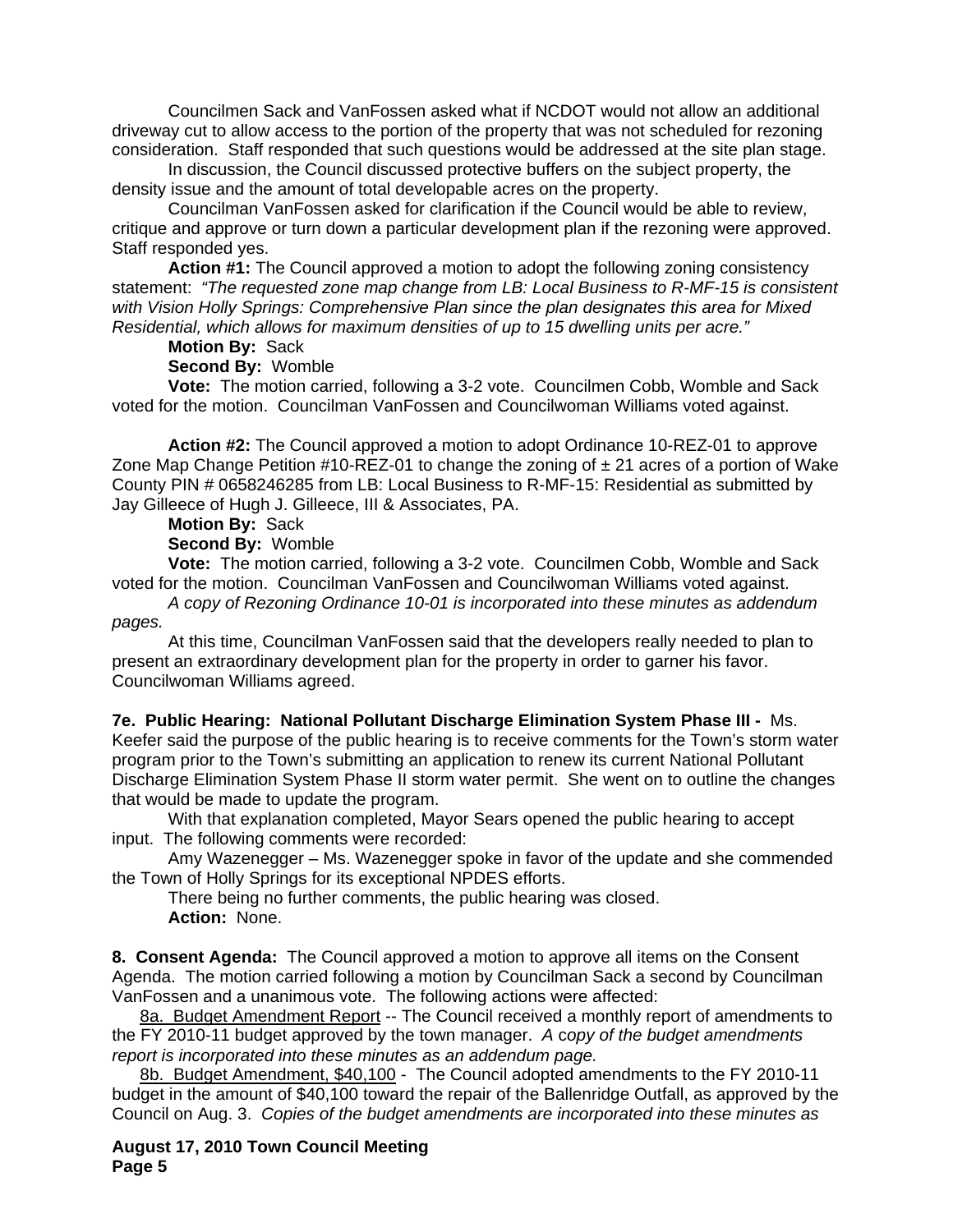Councilmen Sack and VanFossen asked what if NCDOT would not allow an additional driveway cut to allow access to the portion of the property that was not scheduled for rezoning consideration. Staff responded that such questions would be addressed at the site plan stage.

In discussion, the Council discussed protective buffers on the subject property, the density issue and the amount of total developable acres on the property.

Councilman VanFossen asked for clarification if the Council would be able to review, critique and approve or turn down a particular development plan if the rezoning were approved. Staff responded yes.

**Action #1:** The Council approved a motion to adopt the following zoning consistency statement: *"The requested zone map change from LB: Local Business to R-MF-15 is consistent with Vision Holly Springs: Comprehensive Plan since the plan designates this area for Mixed Residential, which allows for maximum densities of up to 15 dwelling units per acre."*

**Motion By:** Sack

**Second By:** Womble

**Vote:** The motion carried, following a 3-2 vote. Councilmen Cobb, Womble and Sack voted for the motion. Councilman VanFossen and Councilwoman Williams voted against.

**Action #2:** The Council approved a motion to adopt Ordinance 10-REZ-01 to approve Zone Map Change Petition #10-REZ-01 to change the zoning of ± 21 acres of a portion of Wake County PIN # 0658246285 from LB: Local Business to R-MF-15: Residential as submitted by Jay Gilleece of Hugh J. Gilleece, III & Associates, PA.

**Motion By:** Sack

**Second By:** Womble

**Vote:** The motion carried, following a 3-2 vote. Councilmen Cobb, Womble and Sack voted for the motion. Councilman VanFossen and Councilwoman Williams voted against.

*A copy of Rezoning Ordinance 10-01 is incorporated into these minutes as addendum pages.*

At this time, Councilman VanFossen said that the developers really needed to plan to present an extraordinary development plan for the property in order to garner his favor. Councilwoman Williams agreed.

**7e. Public Hearing: National Pollutant Discharge Elimination System Phase III -** Ms. Keefer said the purpose of the public hearing is to receive comments for the Town's storm water program prior to the Town's submitting an application to renew its current National Pollutant Discharge Elimination System Phase II storm water permit. She went on to outline the changes that would be made to update the program.

With that explanation completed, Mayor Sears opened the public hearing to accept input. The following comments were recorded:

Amy Wazenegger – Ms. Wazenegger spoke in favor of the update and she commended the Town of Holly Springs for its exceptional NPDES efforts.

There being no further comments, the public hearing was closed.

**Action:** None.

**8. Consent Agenda:** The Council approved a motion to approve all items on the Consent Agenda. The motion carried following a motion by Councilman Sack a second by Councilman VanFossen and a unanimous vote. The following actions were affected:

8a. Budget Amendment Report -- The Council received a monthly report of amendments to the FY 2010-11 budget approved by the town manager. *A copy of the budget amendments report is incorporated into these minutes as an addendum page.*

8b. Budget Amendment, $40,100 - The Council adopted amendments to the FY 2010-11 budget in the amount of $40,100 toward the repair of the Ballenridge Outfall, as approved by the Council on Aug. 3. *Copies of the budget amendments are incorporated into these minutes as*

**August 17, 2010 Town Council Meeting**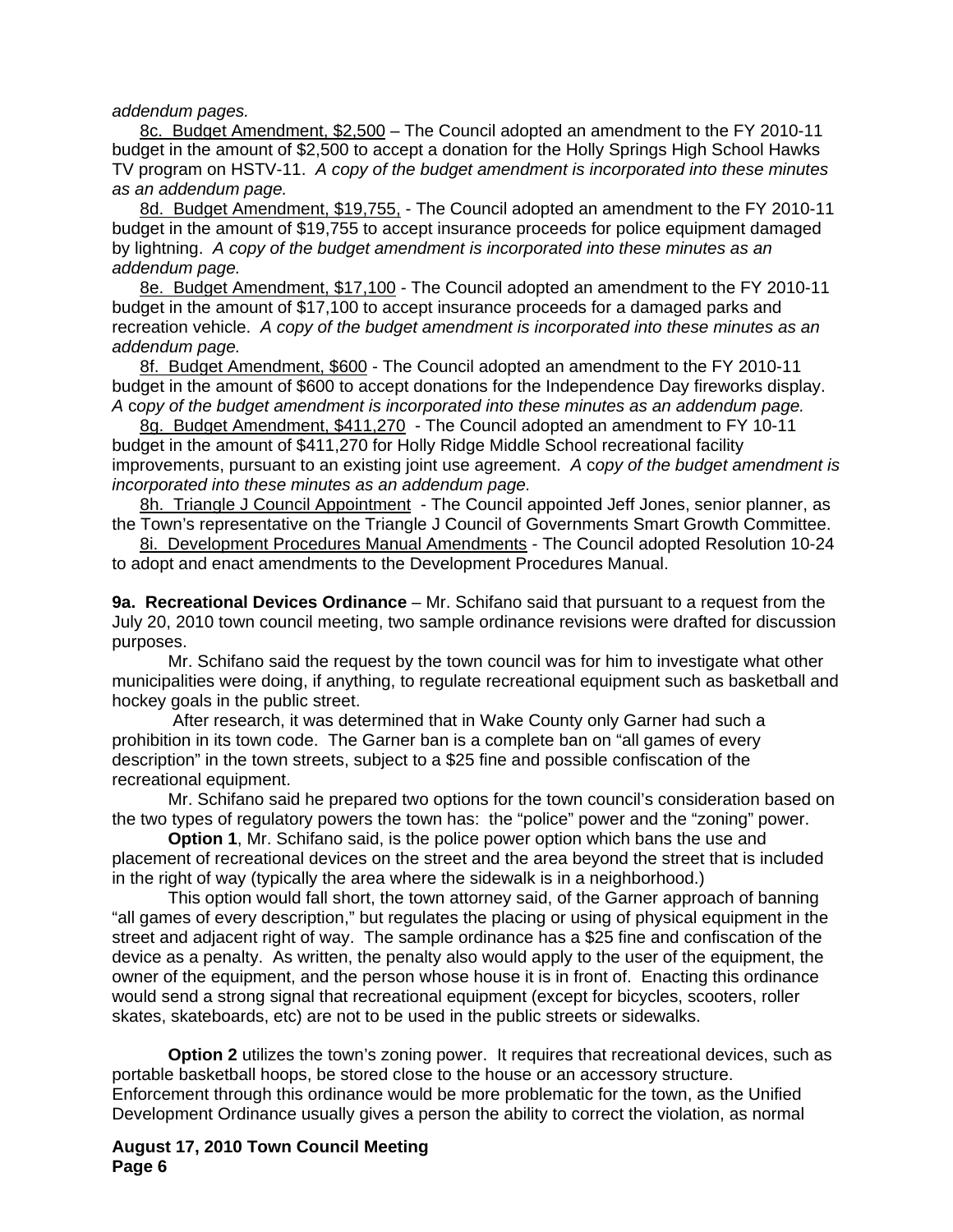*addendum pages.*

8c. Budget Amendment, $2,500 – The Council adopted an amendment to the FY 2010-11 budget in the amount of $2,500 to accept a donation for the Holly Springs High School Hawks TV program on HSTV-11. *A copy of the budget amendment is incorporated into these minutes as an addendum page.*

8d. Budget Amendment, $19,755, - The Council adopted an amendment to the FY 2010-11 budget in the amount of $19,755 to accept insurance proceeds for police equipment damaged by lightning. *A copy of the budget amendment is incorporated into these minutes as an addendum page.*

8e. Budget Amendment, $17,100 - The Council adopted an amendment to the FY 2010-11 budget in the amount of $17,100 to accept insurance proceeds for a damaged parks and recreation vehicle. *A copy of the budget amendment is incorporated into these minutes as an addendum page.*

8f. Budget Amendment, $600 - The Council adopted an amendment to the FY 2010-11 budget in the amount of $600 to accept donations for the Independence Day fireworks display. *A copy of the budget amendment is incorporated into these minutes as an addendum page.*

8g. Budget Amendment, $411,270 - The Council adopted an amendment to FY 10-11 budget in the amount of $411,270 for Holly Ridge Middle School recreational facility improvements, pursuant to an existing joint use agreement. *A copy of the budget amendment is incorporated into these minutes as an addendum page.*

8h. Triangle J Council Appointment - The Council appointed Jeff Jones, senior planner, as the Town's representative on the Triangle J Council of Governments Smart Growth Committee.

8i. Development Procedures Manual Amendments - The Council adopted Resolution 10-24 to adopt and enact amendments to the Development Procedures Manual.

**9a. Recreational Devices Ordinance** – Mr. Schifano said that pursuant to a request from the July 20, 2010 town council meeting, two sample ordinance revisions were drafted for discussion purposes.

Mr. Schifano said the request by the town council was for him to investigate what other municipalities were doing, if anything, to regulate recreational equipment such as basketball and hockey goals in the public street.

After research, it was determined that in Wake County only Garner had such a prohibition in its town code. The Garner ban is a complete ban on "all games of every description" in the town streets, subject to a $25 fine and possible confiscation of the recreational equipment.

Mr. Schifano said he prepared two options for the town council's consideration based on the two types of regulatory powers the town has: the "police" power and the "zoning" power.

**Option 1**, Mr. Schifano said, is the police power option which bans the use and placement of recreational devices on the street and the area beyond the street that is included in the right of way (typically the area where the sidewalk is in a neighborhood.)

This option would fall short, the town attorney said, of the Garner approach of banning "all games of every description," but regulates the placing or using of physical equipment in the street and adjacent right of way. The sample ordinance has a $25 fine and confiscation of the device as a penalty. As written, the penalty also would apply to the user of the equipment, the owner of the equipment, and the person whose house it is in front of. Enacting this ordinance would send a strong signal that recreational equipment (except for bicycles, scooters, roller skates, skateboards, etc) are not to be used in the public streets or sidewalks.

**Option 2** utilizes the town's zoning power. It requires that recreational devices, such as portable basketball hoops, be stored close to the house or an accessory structure. Enforcement through this ordinance would be more problematic for the town, as the Unified Development Ordinance usually gives a person the ability to correct the violation, as normal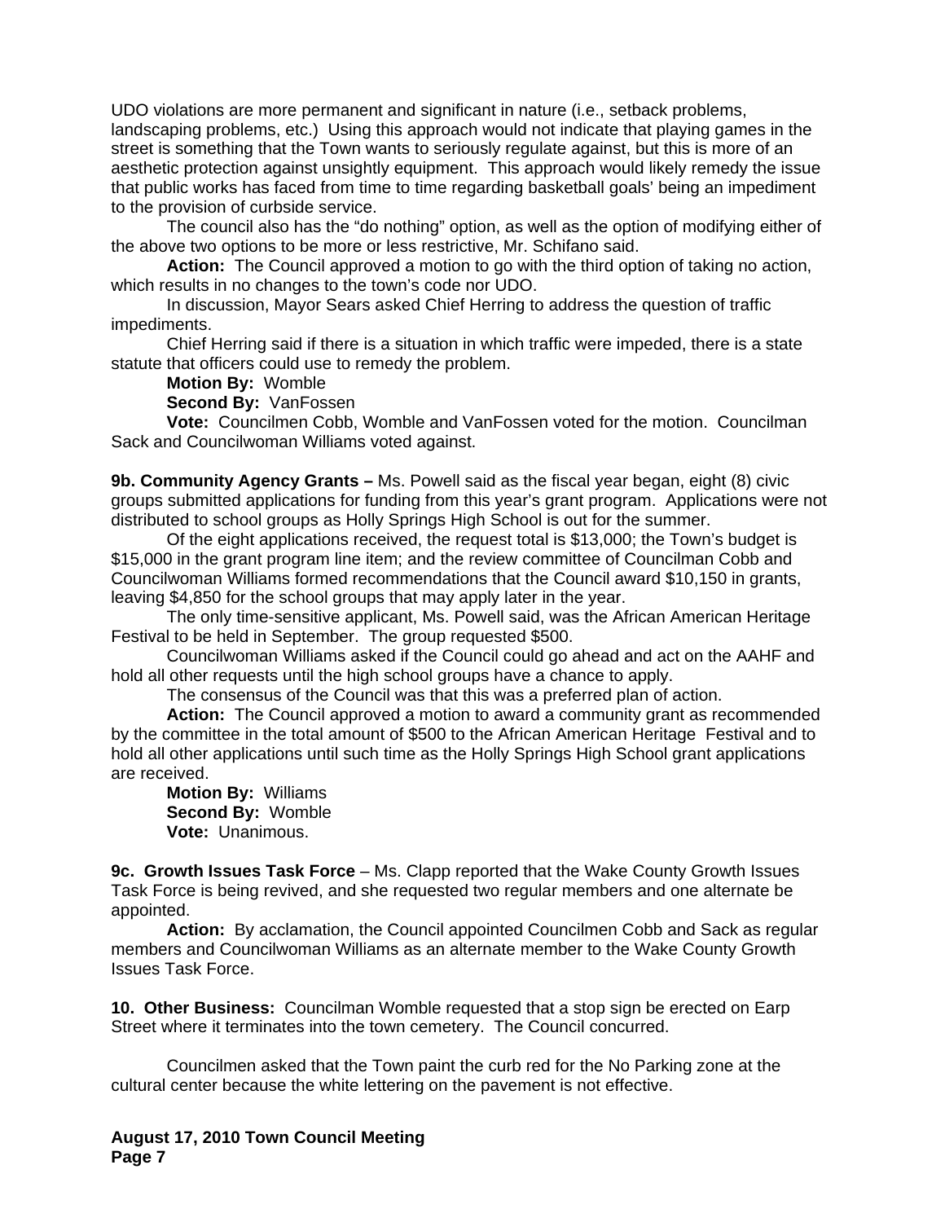UDO violations are more permanent and significant in nature (i.e., setback problems, landscaping problems, etc.) Using this approach would not indicate that playing games in the street is something that the Town wants to seriously regulate against, but this is more of an aesthetic protection against unsightly equipment. This approach would likely remedy the issue that public works has faced from time to time regarding basketball goals' being an impediment to the provision of curbside service.

The council also has the "do nothing" option, as well as the option of modifying either of the above two options to be more or less restrictive, Mr. Schifano said.

**Action:** The Council approved a motion to go with the third option of taking no action, which results in no changes to the town's code nor UDO.

In discussion, Mayor Sears asked Chief Herring to address the question of traffic impediments.

Chief Herring said if there is a situation in which traffic were impeded, there is a state statute that officers could use to remedy the problem.

**Motion By:** Womble

**Second By:** VanFossen

**Vote:** Councilmen Cobb, Womble and VanFossen voted for the motion. Councilman Sack and Councilwoman Williams voted against.

**9b. Community Agency Grants –** Ms. Powell said as the fiscal year began, eight (8) civic groups submitted applications for funding from this year's grant program. Applications were not distributed to school groups as Holly Springs High School is out for the summer.

Of the eight applications received, the request total is $13,000; the Town's budget is $15,000 in the grant program line item; and the review committee of Councilman Cobb and Councilwoman Williams formed recommendations that the Council award $10,150 in grants, leaving $4,850 for the school groups that may apply later in the year.

The only time-sensitive applicant, Ms. Powell said, was the African American Heritage Festival to be held in September. The group requested $500.

Councilwoman Williams asked if the Council could go ahead and act on the AAHF and hold all other requests until the high school groups have a chance to apply.

The consensus of the Council was that this was a preferred plan of action.

**Action:** The Council approved a motion to award a community grant as recommended by the committee in the total amount of $500 to the African American Heritage Festival and to hold all other applications until such time as the Holly Springs High School grant applications are received.

**Motion By:** Williams
**Second By:** Womble
**Vote:** Unanimous.

**9c. Growth Issues Task Force** – Ms. Clapp reported that the Wake County Growth Issues Task Force is being revived, and she requested two regular members and one alternate be appointed.

**Action:** By acclamation, the Council appointed Councilmen Cobb and Sack as regular members and Councilwoman Williams as an alternate member to the Wake County Growth Issues Task Force.

**10. Other Business:** Councilman Womble requested that a stop sign be erected on Earp Street where it terminates into the town cemetery. The Council concurred.

Councilmen asked that the Town paint the curb red for the No Parking zone at the cultural center because the white lettering on the pavement is not effective.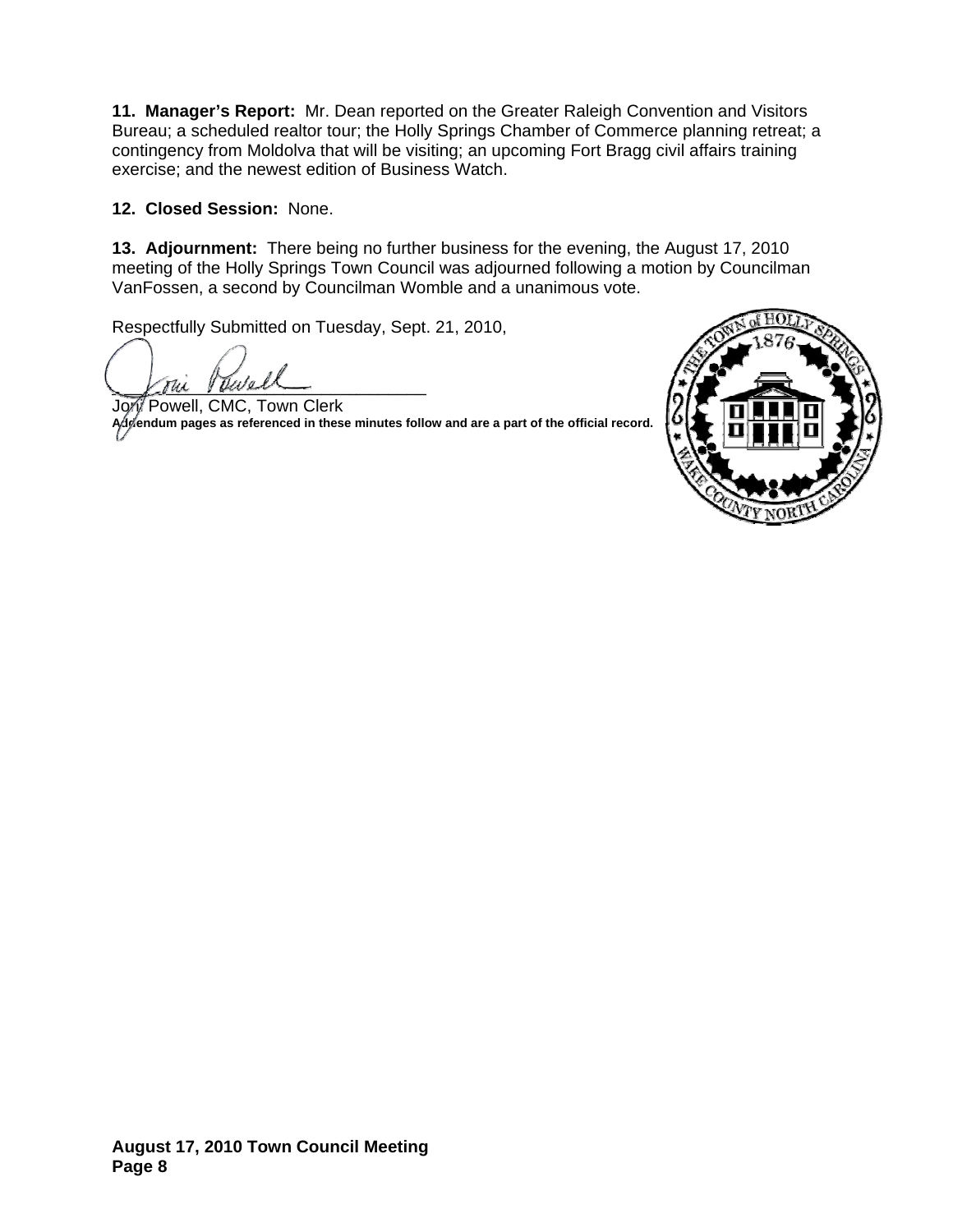**11. Manager's Report:** Mr. Dean reported on the Greater Raleigh Convention and Visitors Bureau; a scheduled realtor tour; the Holly Springs Chamber of Commerce planning retreat; a contingency from Moldolva that will be visiting; an upcoming Fort Bragg civil affairs training exercise; and the newest edition of Business Watch.

**12. Closed Session:** None.

**13. Adjournment:** There being no further business for the evening, the August 17, 2010 meeting of the Holly Springs Town Council was adjourned following a motion by Councilman VanFossen, a second by Councilman Womble and a unanimous vote.

Respectfully Submitted on Tuesday, Sept. 21, 2010,

Joni Powell, CMC, Town Clerk

**Addendum pages as referenced in these minutes follow and are a part of the official record.**